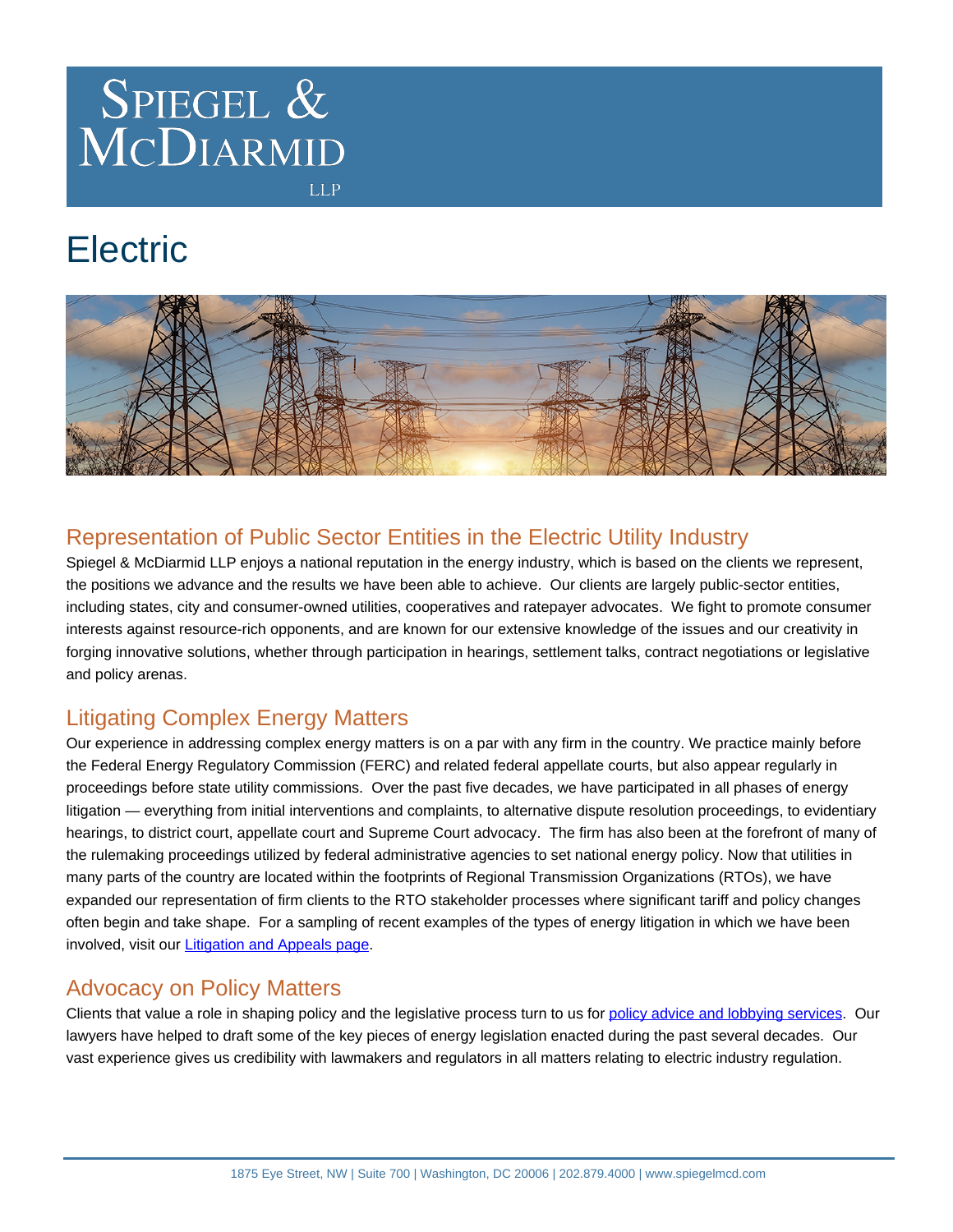# Spiegel & McDiarmid LLP

# Electric

## Representation of Public Sector Entities in the Electric Utility Industry

Spiegel & McDiarmid LLP enjoys a national reputation in the energy industry, which is based on the clients we represent, the positions we advance and the results we have been able to achieve. Our clients are largely public-sector entities, including states, city and consumer-owned utilities, cooperatives and ratepayer advocates. We fight to promote consumer interests against resource-rich opponents, and are known for our extensive knowledge of the issues and our creativity in forging innovative solutions, whether through participation in hearings, settlement talks, contract negotiations or legislative and policy arenas.

## Litigating Complex Energy Matters

Our experience in addressing complex energy matters is on a par with any firm in the country. We practice mainly before the Federal Energy Regulatory Commission (FERC) and related federal appellate courts, but also appear regularly in proceedings before state utility commissions. Over the past five decades, we have participated in all phases of energy litigation — everything from initial interventions and complaints, to alternative dispute resolution proceedings, to evidentiary hearings, to district court, appellate court and Supreme Court advocacy. The firm has also been at the forefront of many of the rulemaking proceedings utilized by federal administrative agencies to set national energy policy. Now that utilities in many parts of the country are located within the footprints of Regional Transmission Organizations (RTOs), we have expanded our representation of firm clients to the RTO stakeholder processes where significant tariff and policy changes often begin and take shape. For a sampling of recent examples of the types of energy litigation in which we have been involved, visit our Litigation and Appeals page.

## Advocacy on Policy Matters

Clients that value a role in shaping policy and the legislative process turn to us for policy advice and lobbying services. Our lawyers have helped to draft some of the key pieces of energy legislation enacted during the past several decades. Our vast experience gives us credibility with lawmakers and regulators in all matters relating to electric industry regulation.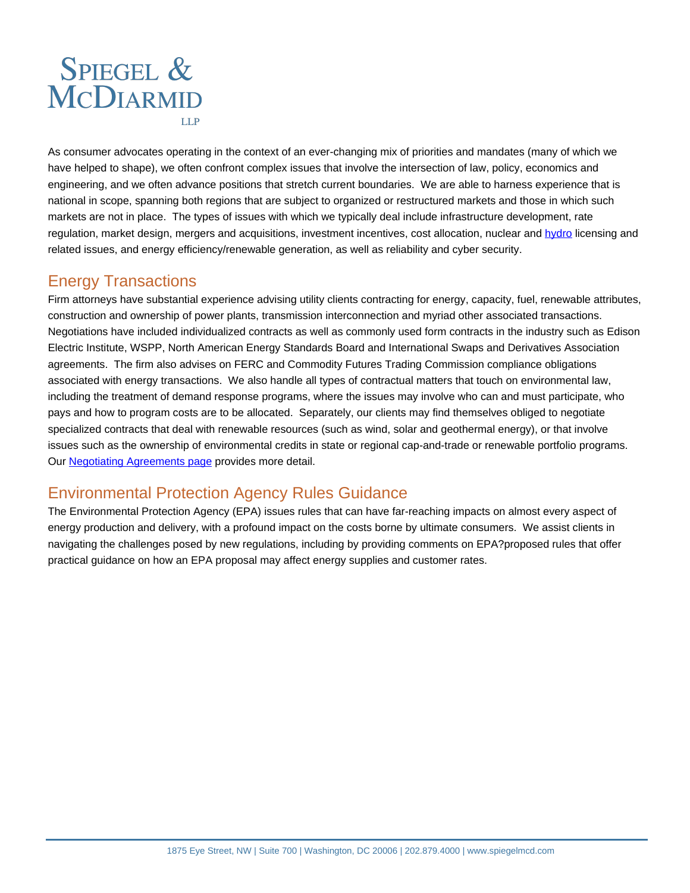As consumer advocates operating in the context of an ever-changing mix of priorities and mandates (many of which we have helped to shape), we often confront complex issues that involve the intersection of law, policy, economics and engineering, and we often advance positions that stretch current boundaries.  We are able to harness experience that is national in scope, spanning both regions that are subject to organized or restructured markets and those in which such markets are not in place.  The types of issues with which we typically deal include infrastructure development, rate regulation, market design, mergers and acquisitions, investment incentives, cost allocation, nuclear and hydro licensing and related issues, and energy efficiency/renewable generation, as well as reliability and cyber security.

## Energy Transactions

Firm attorneys have substantial experience advising utility clients contracting for energy, capacity, fuel, renewable attributes, construction and ownership of power plants, transmission interconnection and myriad other associated transactions. Negotiations have included individualized contracts as well as commonly used form contracts in the industry such as Edison Electric Institute, WSPP, North American Energy Standards Board and International Swaps and Derivatives Association agreements.  The firm also advises on FERC and Commodity Futures Trading Commission compliance obligations associated with energy transactions.  We also handle all types of contractual matters that touch on environmental law, including the treatment of demand response programs, where the issues may involve who can and must participate, who pays and how to program costs are to be allocated.  Separately, our clients may find themselves obliged to negotiate specialized contracts that deal with renewable resources (such as wind, solar and geothermal energy), or that involve issues such as the ownership of environmental credits in state or regional cap-and-trade or renewable portfolio programs. Our Negotiating Agreements page provides more detail.

## Environmental Protection Agency Rules Guidance

The Environmental Protection Agency (EPA) issues rules that can have far-reaching impacts on almost every aspect of energy production and delivery, with a profound impact on the costs borne by ultimate consumers.  We assist clients in navigating the challenges posed by new regulations, including by providing comments on EPA?proposed rules that offer practical guidance on how an EPA proposal may affect energy supplies and customer rates.